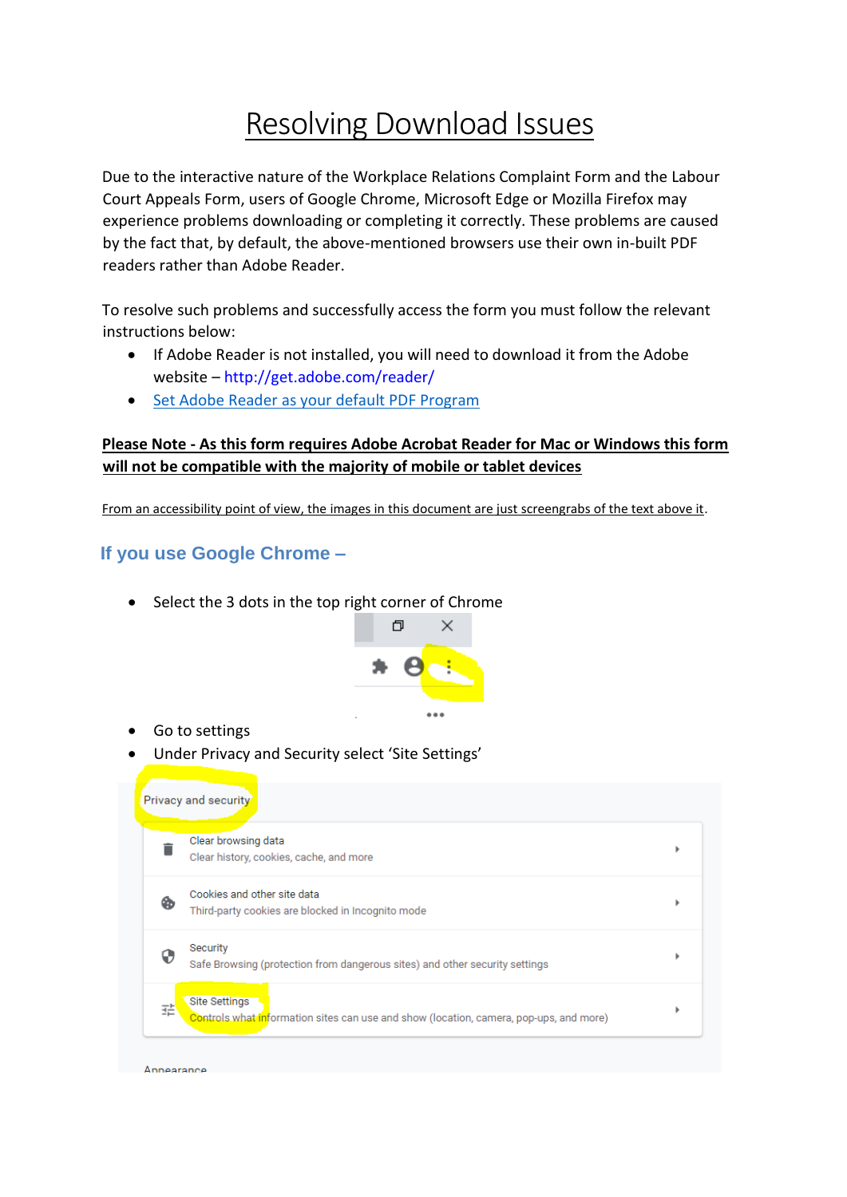# Resolving Download Issues

Due to the interactive nature of the Workplace Relations Complaint Form and the Labour Court Appeals Form, users of Google Chrome, Microsoft Edge or Mozilla Firefox may experience problems downloading or completing it correctly. These problems are caused by the fact that, by default, the above-mentioned browsers use their own in-built PDF readers rather than Adobe Reader.

To resolve such problems and successfully access the form you must follow the relevant instructions below:

- If Adobe Reader is not installed, you will need to download it from the Adobe website – http://get.adobe.com/reader/
- Set Adobe Reader as your default PDF Program

**Please Note - As this form requires Adobe Acrobat Reader for Mac or Windows this form will not be compatible with the majority of mobile or tablet devices**

From an accessibility point of view, the images in this document are just screengrabs of the text above it.

## If you use Google Chrome –

- Select the 3 dots in the top right corner of Chrome

- Go to settings
- Under Privacy and Security select 'Site Settings'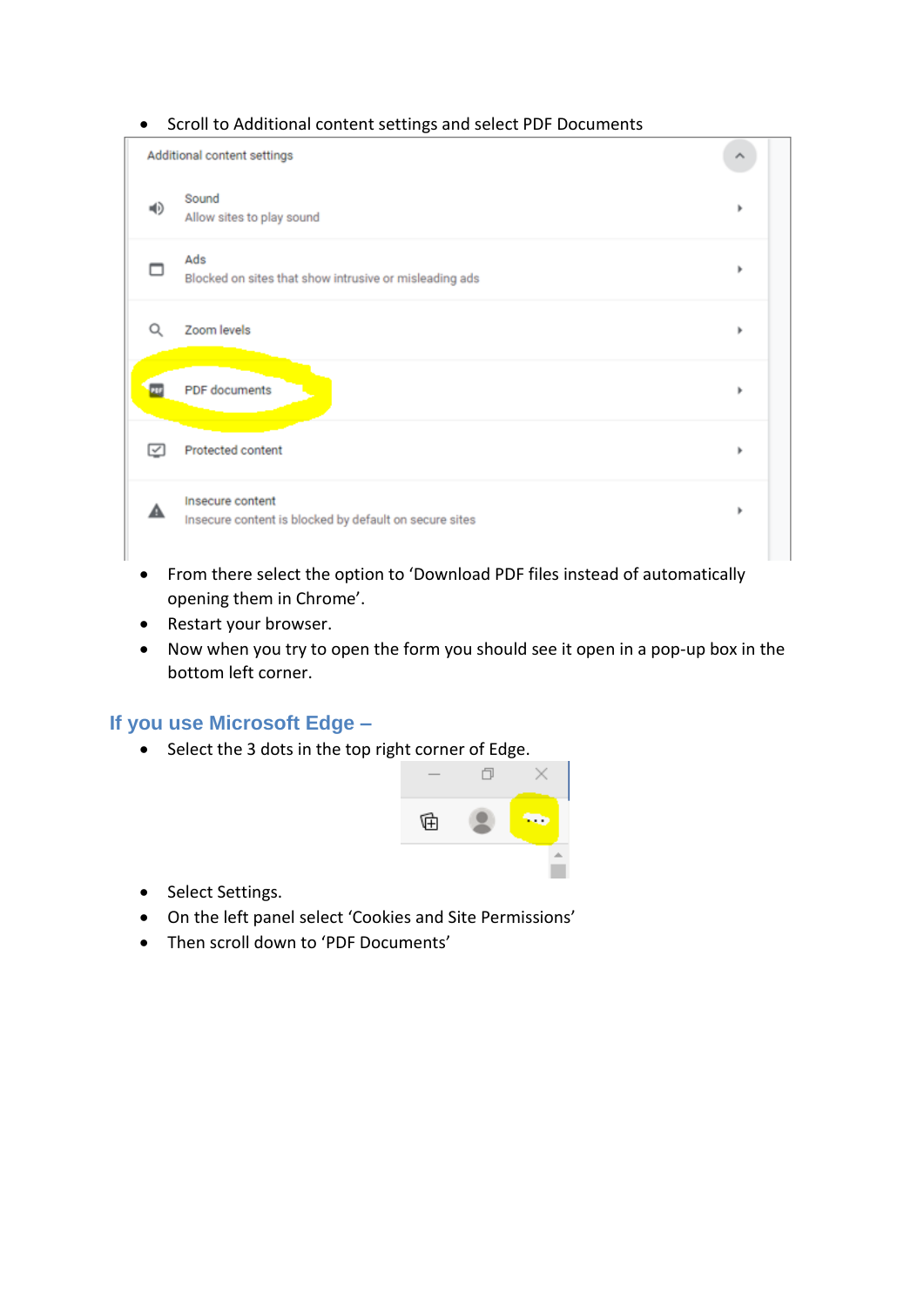- Scroll to Additional content settings and select PDF Documents

- From there select the option to 'Download PDF files instead of automatically opening them in Chrome'.
- Restart your browser.
- Now when you try to open the form you should see it open in a pop-up box in the bottom left corner.

## If you use Microsoft Edge –

- Select the 3 dots in the top right corner of Edge.

- Select Settings.
- On the left panel select 'Cookies and Site Permissions'
- Then scroll down to 'PDF Documents'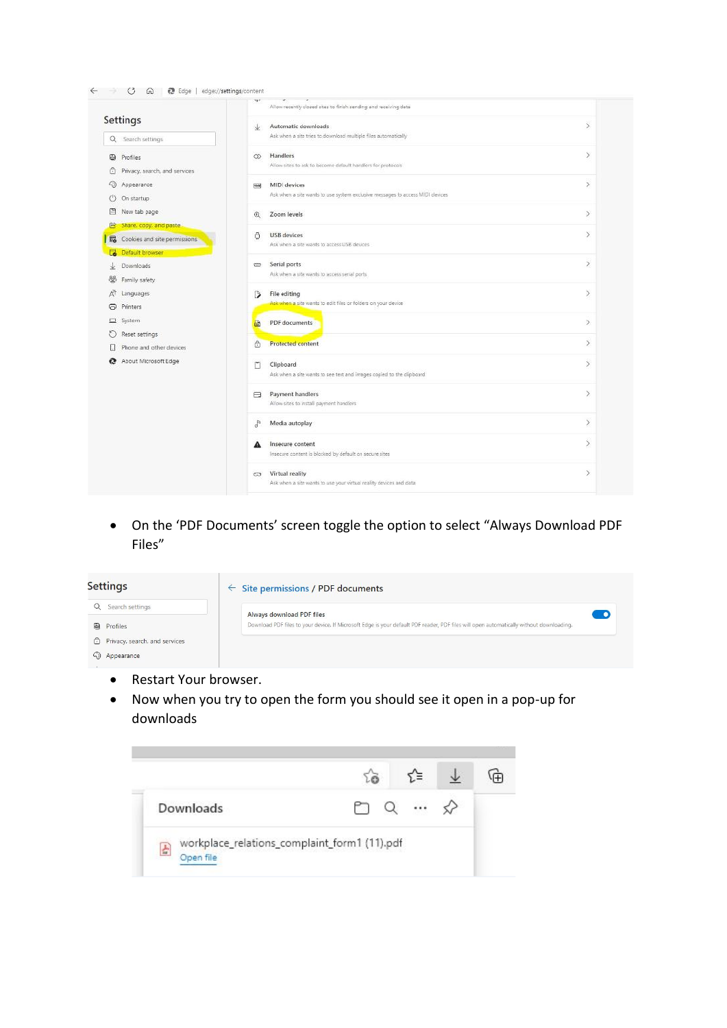- On the 'PDF Documents' screen toggle the option to select "Always Download PDF Files"

- Restart Your browser.
- Now when you try to open the form you should see it open in a pop-up for downloads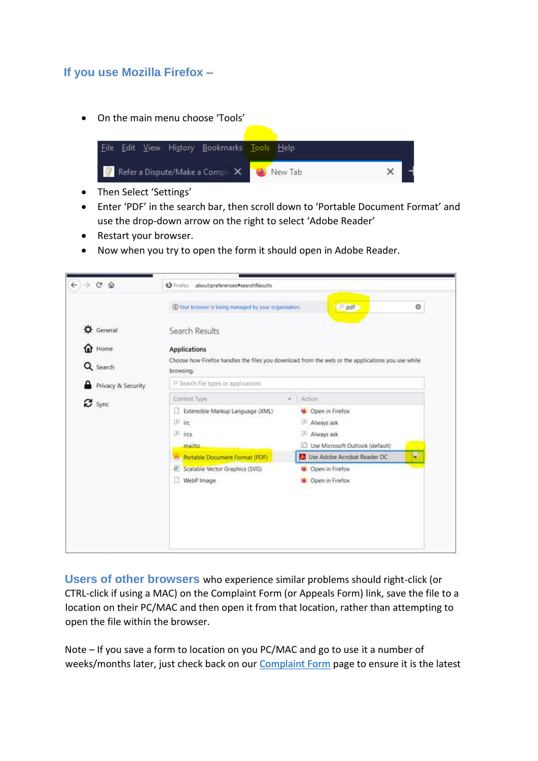### If you use Mozilla Firefox –

- On the main menu choose ‘Tools’
- Then Select ‘Settings’
- Enter ‘PDF’ in the search bar, then scroll down to ‘Portable Document Format’ and use the drop-down arrow on the right to select ‘Adobe Reader’
- Restart your browser.
- Now when you try to open the form it should open in Adobe Reader.

**Users of other browsers** who experience similar problems should right-click (or CTRL-click if using a MAC) on the Complaint Form (or Appeals Form) link, save the file to a location on their PC/MAC and then open it from that location, rather than attempting to open the file within the browser.

Note – If you save a form to location on you PC/MAC and go to use it a number of weeks/months later, just check back on our [Complaint Form](#) page to ensure it is the latest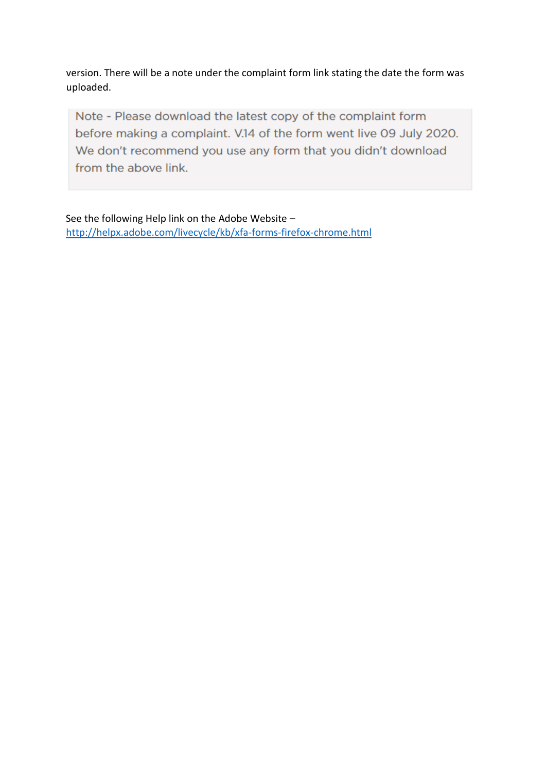version. There will be a note under the complaint form link stating the date the form was uploaded.

> Note - Please download the latest copy of the complaint form before making a complaint. V.14 of the form went live 09 July 2020. We don't recommend you use any form that you didn't download from the above link.

See the following Help link on the Adobe Website – [http://helpx.adobe.com/livecycle/kb/xfa-forms-firefox-chrome.html](http://helpx.adobe.com/livecycle/kb/xfa-forms-firefox-chrome.html)